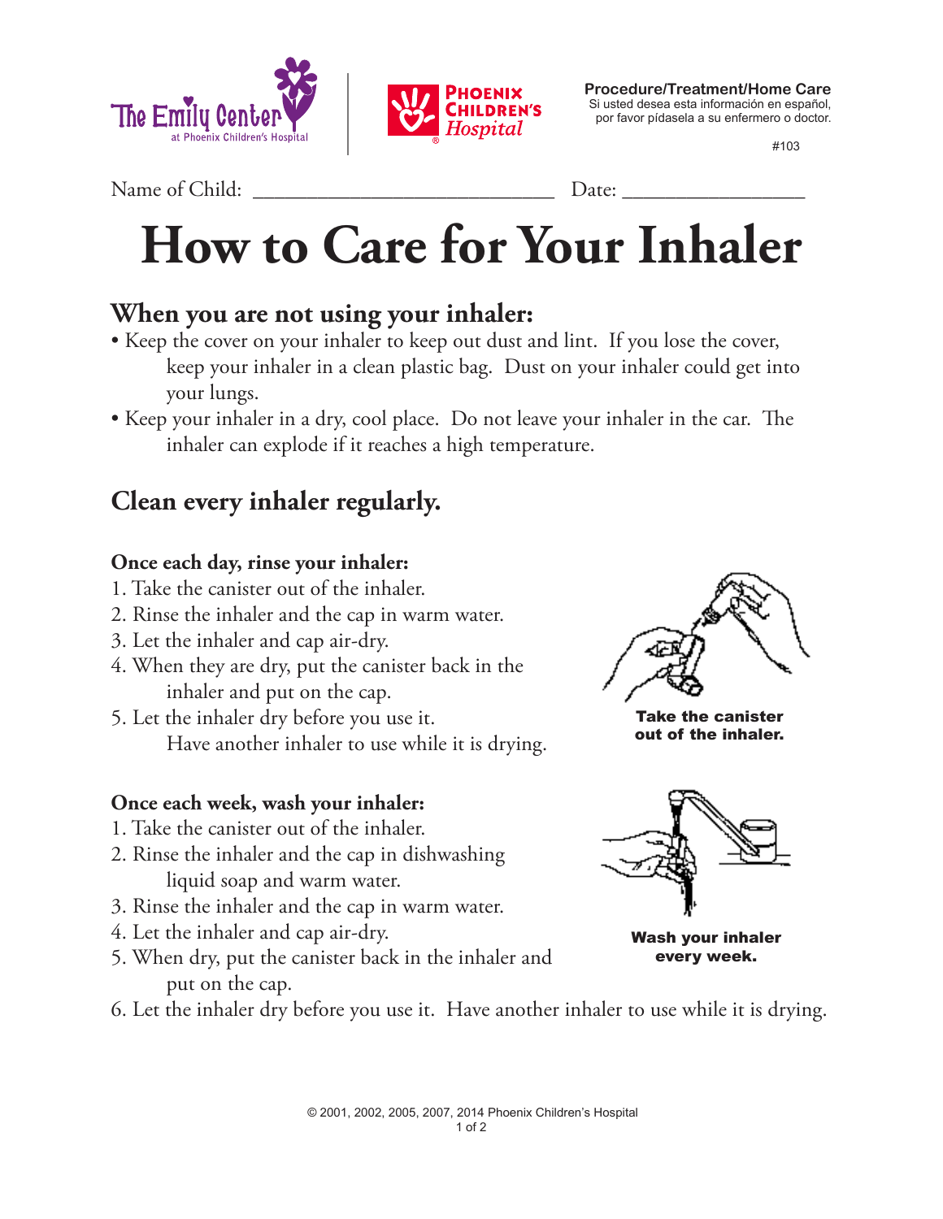The Emily Center at Phoenix Children's Hospital | Phoenix Children's Hospital

**Procedure/Treatment/Home Care**
Si usted desea esta información en español, por favor pídasela a su enfermero o doctor.

#103

Name of Child: ______________________________ Date: __________________

# How to Care for Your Inhaler

## When you are not using your inhaler:

- Keep the cover on your inhaler to keep out dust and lint. If you lose the cover, keep your inhaler in a clean plastic bag. Dust on your inhaler could get into your lungs.
- Keep your inhaler in a dry, cool place. Do not leave your inhaler in the car. The inhaler can explode if it reaches a high temperature.

## Clean every inhaler regularly.

### Once each day, rinse your inhaler:

1. Take the canister out of the inhaler.
2. Rinse the inhaler and the cap in warm water.
3. Let the inhaler and cap air-dry.
4. When they are dry, put the canister back in the inhaler and put on the cap.
5. Let the inhaler dry before you use it. Have another inhaler to use while it is drying.

**Take the canister out of the inhaler.**

### Once each week, wash your inhaler:

1. Take the canister out of the inhaler.
2. Rinse the inhaler and the cap in dishwashing liquid soap and warm water.
3. Rinse the inhaler and the cap in warm water.
4. Let the inhaler and cap air-dry.
5. When dry, put the canister back in the inhaler and put on the cap.
6. Let the inhaler dry before you use it. Have another inhaler to use while it is drying.

**Wash your inhaler every week.**

© 2001, 2002, 2005, 2007, 2014 Phoenix Children's Hospital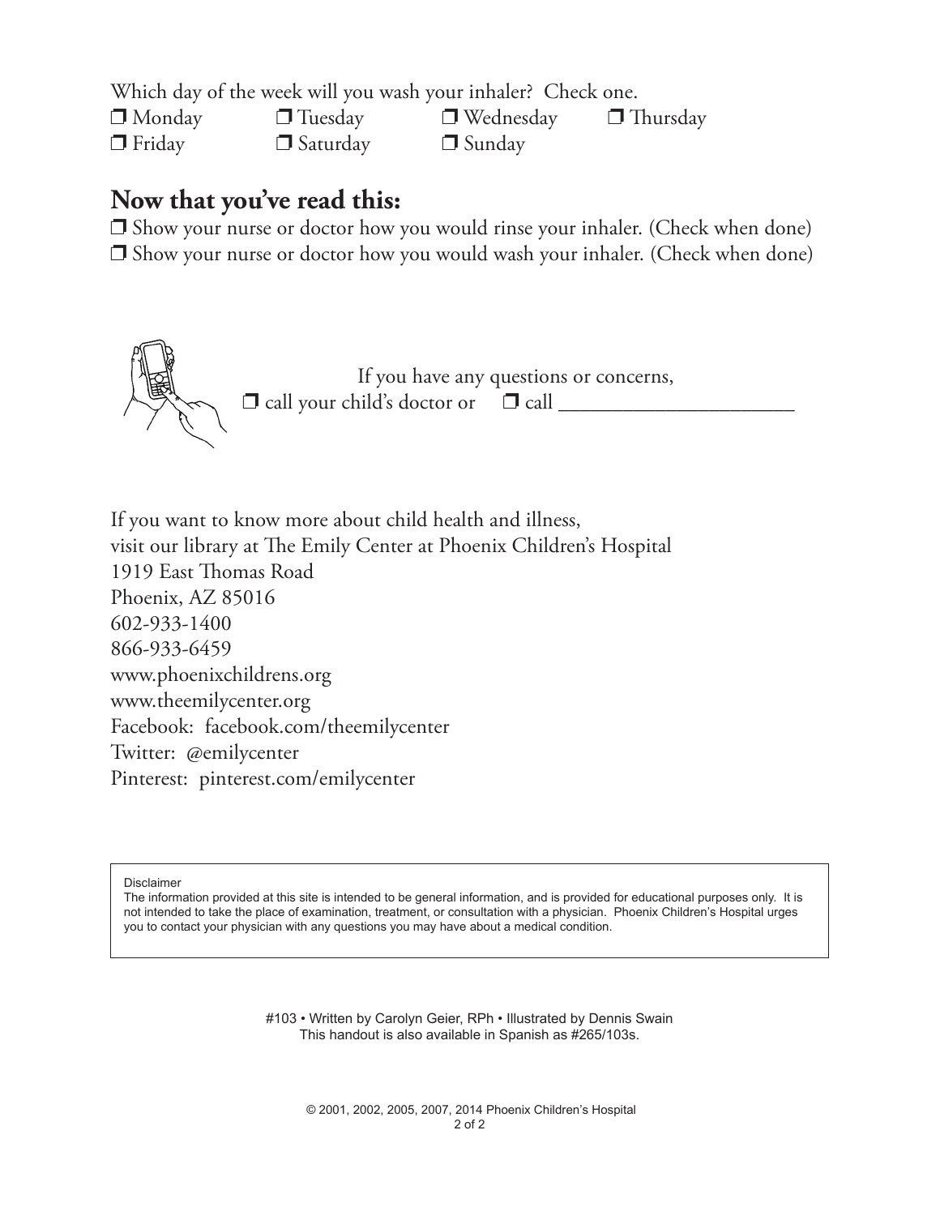Which day of the week will you wash your inhaler? Check one.

❒ Monday ❒ Tuesday ❒ Wednesday ❒ Thursday
❒ Friday ❒ Saturday ❒ Sunday

## Now that you've read this:

❒ Show your nurse or doctor how you would rinse your inhaler. (Check when done)
❒ Show your nurse or doctor how you would wash your inhaler. (Check when done)

If you have any questions or concerns,
❒ call your child's doctor or ❒ call _______________________

If you want to know more about child health and illness,
visit our library at The Emily Center at Phoenix Children's Hospital
1919 East Thomas Road
Phoenix, AZ 85016
602-933-1400
866-933-6459
www.phoenixchildrens.org
www.theemilycenter.org
Facebook: facebook.com/theemilycenter
Twitter: @emilycenter
Pinterest: pinterest.com/emilycenter

Disclaimer
The information provided at this site is intended to be general information, and is provided for educational purposes only. It is not intended to take the place of examination, treatment, or consultation with a physician. Phoenix Children's Hospital urges you to contact your physician with any questions you may have about a medical condition.

#103 • Written by Carolyn Geier, RPh • Illustrated by Dennis Swain
This handout is also available in Spanish as #265/103s.

© 2001, 2002, 2005, 2007, 2014 Phoenix Children's Hospital